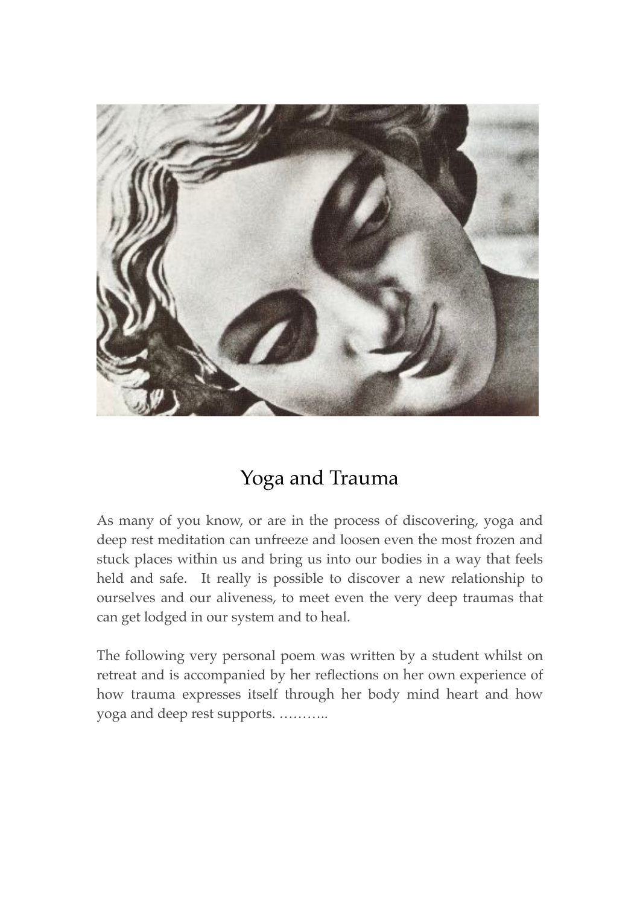# Yoga and Trauma

As many of you know, or are in the process of discovering, yoga and deep rest meditation can unfreeze and loosen even the most frozen and stuck places within us and bring us into our bodies in a way that feels held and safe. It really is possible to discover a new relationship to ourselves and our aliveness, to meet even the very deep traumas that can get lodged in our system and to heal.

The following very personal poem was written by a student whilst on retreat and is accompanied by her reflections on her own experience of how trauma expresses itself through her body mind heart and how yoga and deep rest supports. ………..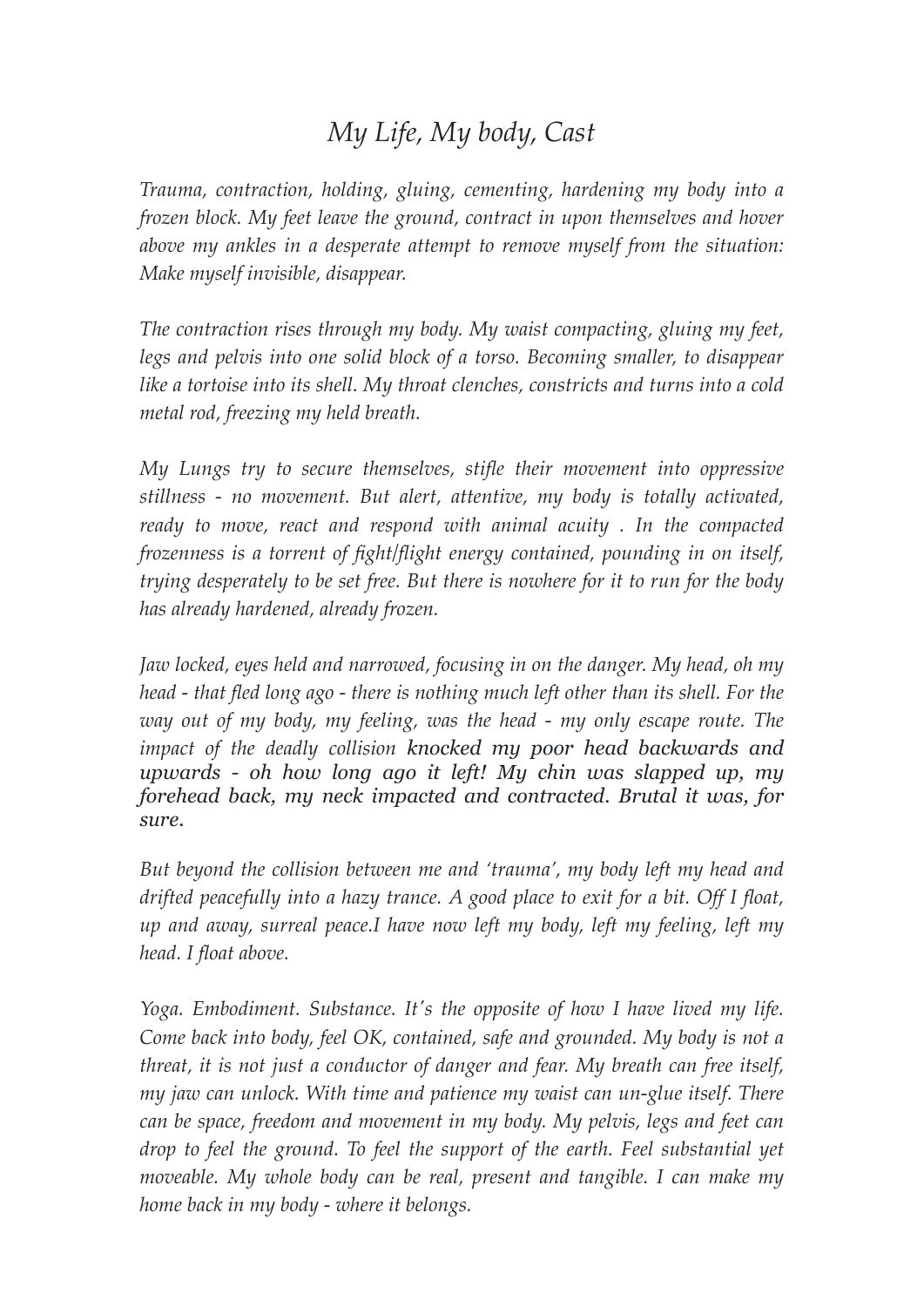# *My Life, My body, Cast*

*Trauma, contraction, holding, gluing, cementing, hardening my body into a frozen block. My feet leave the ground, contract in upon themselves and hover above my ankles in a desperate attempt to remove myself from the situation: Make myself invisible, disappear.*

*The contraction rises through my body. My waist compacting, gluing my feet, legs and pelvis into one solid block of a torso. Becoming smaller, to disappear like a tortoise into its shell. My throat clenches, constricts and turns into a cold metal rod, freezing my held breath.*

*My Lungs try to secure themselves, stifle their movement into oppressive stillness - no movement. But alert, attentive, my body is totally activated, ready to move, react and respond with animal acuity . In the compacted frozenness is a torrent of fight/flight energy contained, pounding in on itself, trying desperately to be set free. But there is nowhere for it to run for the body has already hardened, already frozen.*

*Jaw locked, eyes held and narrowed, focusing in on the danger. My head, oh my head - that fled long ago - there is nothing much left other than its shell. For the way out of my body, my feeling, was the head - my only escape route. The impact of the deadly collision knocked my poor head backwards and upwards - oh how long ago it left! My chin was slapped up, my forehead back, my neck impacted and contracted. Brutal it was, for sure.*

*But beyond the collision between me and 'trauma', my body left my head and drifted peacefully into a hazy trance. A good place to exit for a bit. Off I float, up and away, surreal peace.I have now left my body, left my feeling, left my head. I float above.*

*Yoga. Embodiment. Substance. It's the opposite of how I have lived my life. Come back into body, feel OK, contained, safe and grounded. My body is not a threat, it is not just a conductor of danger and fear. My breath can free itself, my jaw can unlock. With time and patience my waist can un-glue itself. There can be space, freedom and movement in my body. My pelvis, legs and feet can drop to feel the ground. To feel the support of the earth. Feel substantial yet moveable. My whole body can be real, present and tangible. I can make my home back in my body - where it belongs.*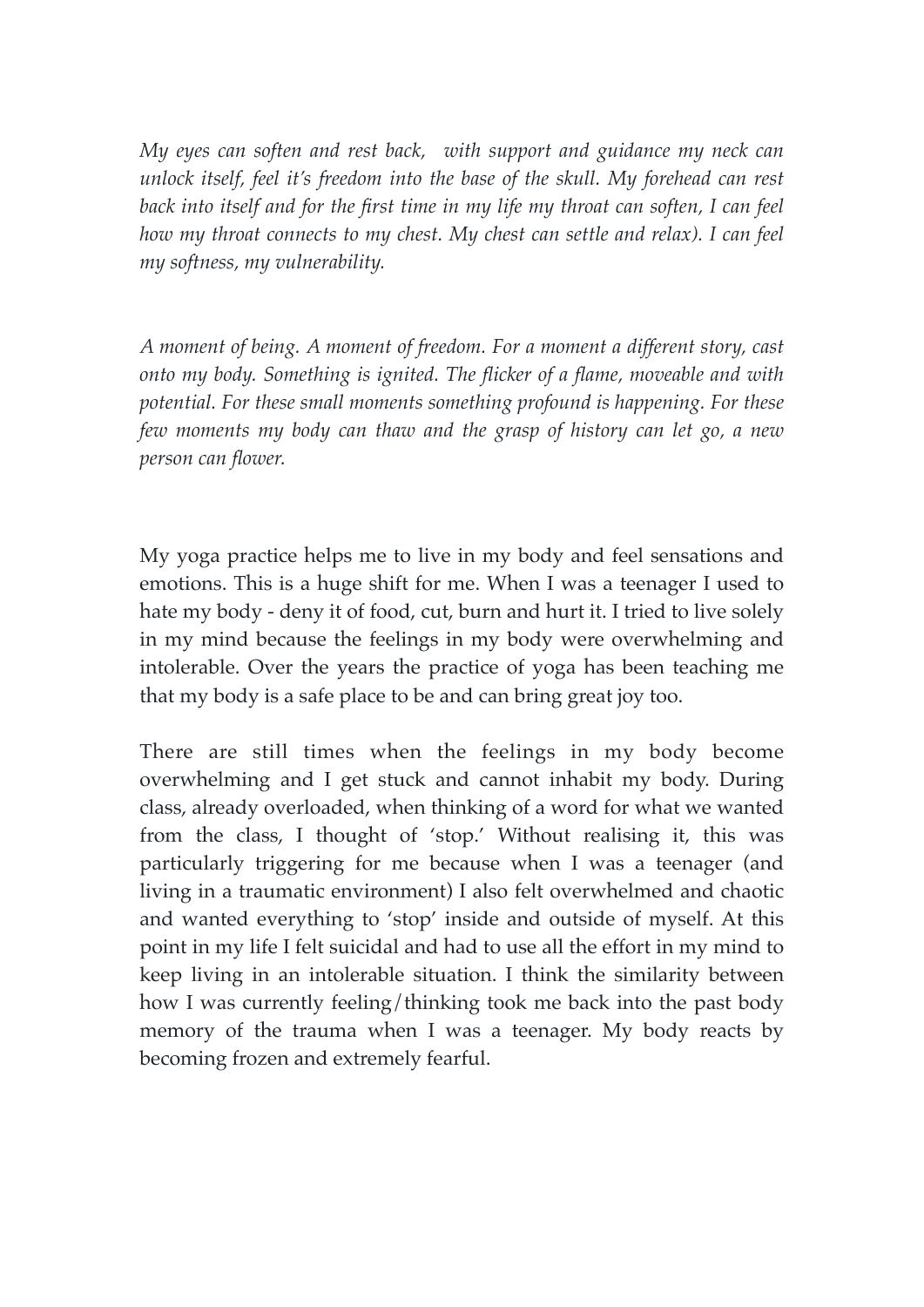*My eyes can soften and rest back, with support and guidance my neck can unlock itself, feel it's freedom into the base of the skull. My forehead can rest back into itself and for the first time in my life my throat can soften, I can feel how my throat connects to my chest. My chest can settle and relax). I can feel my softness, my vulnerability.*

*A moment of being. A moment of freedom. For a moment a different story, cast onto my body. Something is ignited. The flicker of a flame, moveable and with potential. For these small moments something profound is happening. For these few moments my body can thaw and the grasp of history can let go, a new person can flower.*

My yoga practice helps me to live in my body and feel sensations and emotions. This is a huge shift for me. When I was a teenager I used to hate my body - deny it of food, cut, burn and hurt it. I tried to live solely in my mind because the feelings in my body were overwhelming and intolerable. Over the years the practice of yoga has been teaching me that my body is a safe place to be and can bring great joy too.

There are still times when the feelings in my body become overwhelming and I get stuck and cannot inhabit my body. During class, already overloaded, when thinking of a word for what we wanted from the class, I thought of 'stop.' Without realising it, this was particularly triggering for me because when I was a teenager (and living in a traumatic environment) I also felt overwhelmed and chaotic and wanted everything to 'stop' inside and outside of myself. At this point in my life I felt suicidal and had to use all the effort in my mind to keep living in an intolerable situation. I think the similarity between how I was currently feeling/thinking took me back into the past body memory of the trauma when I was a teenager. My body reacts by becoming frozen and extremely fearful.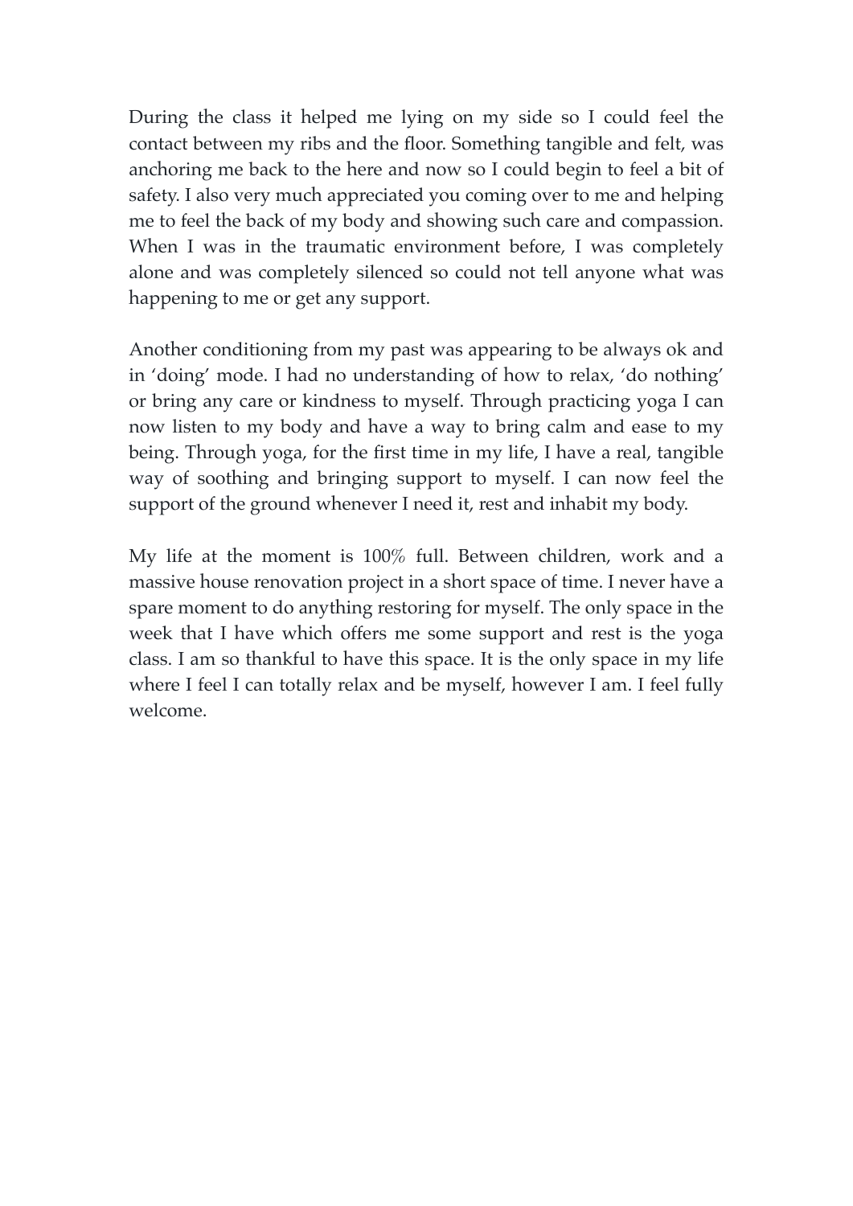During the class it helped me lying on my side so I could feel the contact between my ribs and the floor. Something tangible and felt, was anchoring me back to the here and now so I could begin to feel a bit of safety. I also very much appreciated you coming over to me and helping me to feel the back of my body and showing such care and compassion. When I was in the traumatic environment before, I was completely alone and was completely silenced so could not tell anyone what was happening to me or get any support.

Another conditioning from my past was appearing to be always ok and in 'doing' mode. I had no understanding of how to relax, 'do nothing' or bring any care or kindness to myself. Through practicing yoga I can now listen to my body and have a way to bring calm and ease to my being. Through yoga, for the first time in my life, I have a real, tangible way of soothing and bringing support to myself. I can now feel the support of the ground whenever I need it, rest and inhabit my body.

My life at the moment is 100% full. Between children, work and a massive house renovation project in a short space of time. I never have a spare moment to do anything restoring for myself. The only space in the week that I have which offers me some support and rest is the yoga class. I am so thankful to have this space. It is the only space in my life where I feel I can totally relax and be myself, however I am. I feel fully welcome.